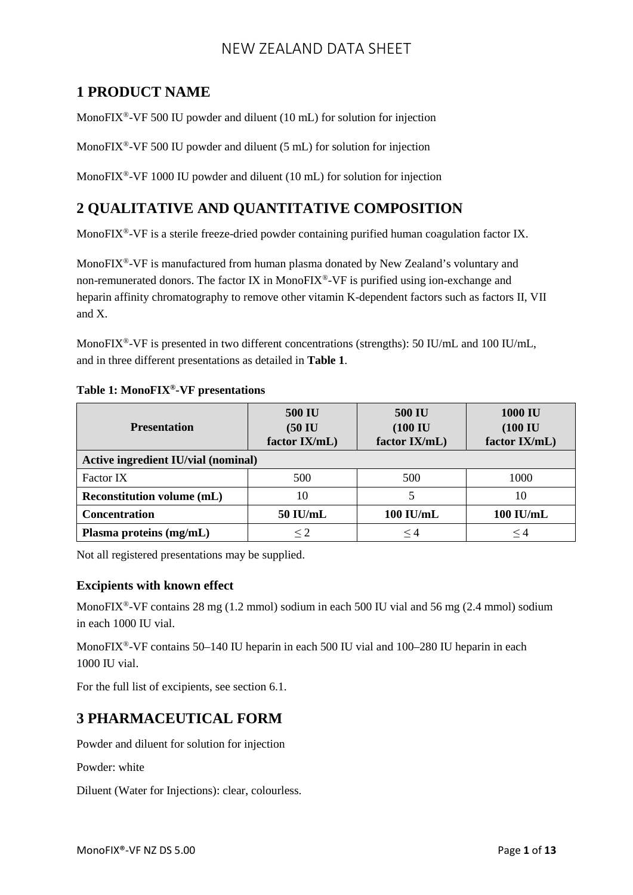# NEW ZEALAND DATA SHEET

## 1 PRODUCT NAME

MonoFIX®-VF 500 IU powder and diluent (10 mL) for solution for injection

MonoFIX®-VF 500 IU powder and diluent (5 mL) for solution for injection

MonoFIX®-VF 1000 IU powder and diluent (10 mL) for solution for injection

## 2 QUALITATIVE AND QUANTITATIVE COMPOSITION

MonoFIX®-VF is a sterile freeze-dried powder containing purified human coagulation factor IX.

MonoFIX®-VF is manufactured from human plasma donated by New Zealand's voluntary and non-remunerated donors. The factor IX in MonoFIX®-VF is purified using ion-exchange and heparin affinity chromatography to remove other vitamin K-dependent factors such as factors II, VII and X.

MonoFIX®-VF is presented in two different concentrations (strengths): 50 IU/mL and 100 IU/mL, and in three different presentations as detailed in **Table 1**.

**Table 1: MonoFIX®-VF presentations**

| Presentation | 500 IU (50 IU factor IX/mL) | 500 IU (100 IU factor IX/mL) | 1000 IU (100 IU factor IX/mL) |
|---|---|---|---|
| **Active ingredient IU/vial (nominal)** | | | |
| Factor IX | 500 | 500 | 1000 |
| **Reconstitution volume (mL)** | 10 | 5 | 10 |
| **Concentration** | **50 IU/mL** | **100 IU/mL** | **100 IU/mL** |
| **Plasma proteins (mg/mL)** | ≤ 2 | ≤ 4 | ≤ 4 |

Not all registered presentations may be supplied.

### Excipients with known effect

MonoFIX®-VF contains 28 mg (1.2 mmol) sodium in each 500 IU vial and 56 mg (2.4 mmol) sodium in each 1000 IU vial.

MonoFIX®-VF contains 50–140 IU heparin in each 500 IU vial and 100–280 IU heparin in each 1000 IU vial.

For the full list of excipients, see section 6.1.

## 3 PHARMACEUTICAL FORM

Powder and diluent for solution for injection

Powder: white

Diluent (Water for Injections): clear, colourless.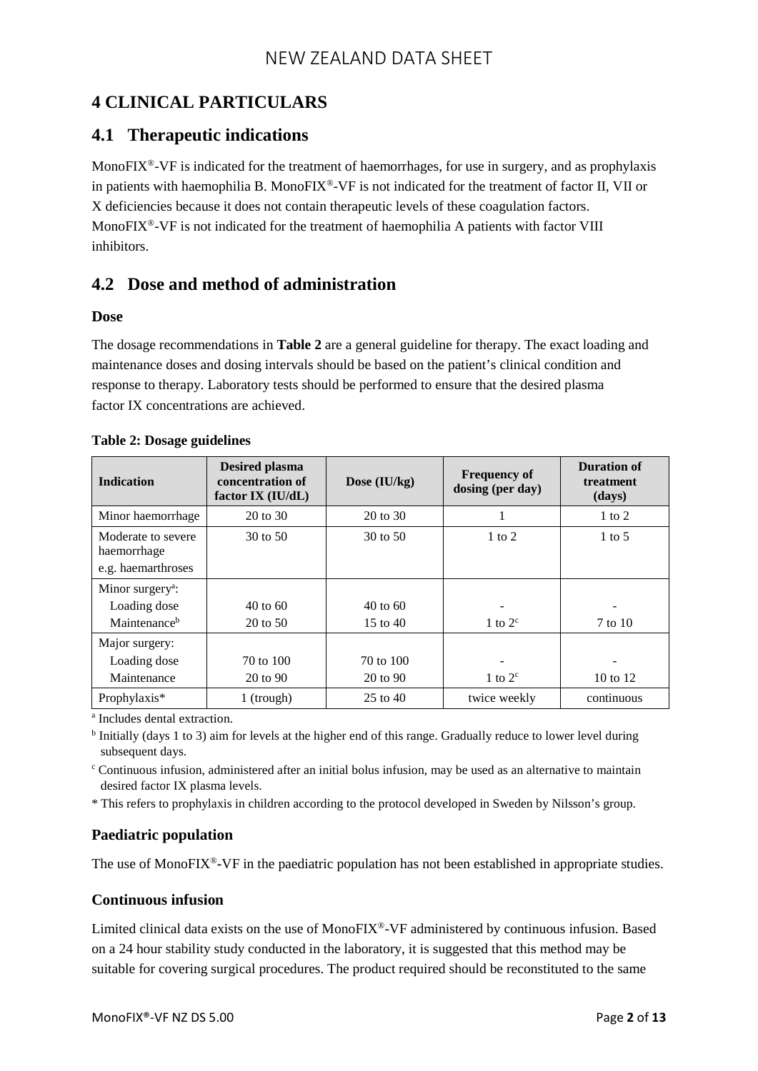# 4 CLINICAL PARTICULARS

## 4.1 Therapeutic indications

MonoFIX®-VF is indicated for the treatment of haemorrhages, for use in surgery, and as prophylaxis in patients with haemophilia B. MonoFIX®-VF is not indicated for the treatment of factor II, VII or X deficiencies because it does not contain therapeutic levels of these coagulation factors. MonoFIX®-VF is not indicated for the treatment of haemophilia A patients with factor VIII inhibitors.

## 4.2 Dose and method of administration

### Dose

The dosage recommendations in **Table 2** are a general guideline for therapy. The exact loading and maintenance doses and dosing intervals should be based on the patient's clinical condition and response to therapy. Laboratory tests should be performed to ensure that the desired plasma factor IX concentrations are achieved.

**Table 2: Dosage guidelines**

| Indication | Desired plasma concentration of factor IX (IU/dL) | Dose (IU/kg) | Frequency of dosing (per day) | Duration of treatment (days) |
|---|---|---|---|---|
| Minor haemorrhage | 20 to 30 | 20 to 30 | 1 | 1 to 2 |
| Moderate to severe haemorrhage e.g. haemarthroses | 30 to 50 | 30 to 50 | 1 to 2 | 1 to 5 |
| Minor surgery[a]: | | | | |
| Loading dose | 40 to 60 | 40 to 60 | - | - |
| Maintenance[b] | 20 to 50 | 15 to 40 | 1 to 2[c] | 7 to 10 |
| Major surgery: | | | | |
| Loading dose | 70 to 100 | 70 to 100 | - | - |
| Maintenance | 20 to 90 | 20 to 90 | 1 to 2[c] | 10 to 12 |
| Prophylaxis* | 1 (trough) | 25 to 40 | twice weekly | continuous |

[a] Includes dental extraction.

[b] Initially (days 1 to 3) aim for levels at the higher end of this range. Gradually reduce to lower level during subsequent days.

[c] Continuous infusion, administered after an initial bolus infusion, may be used as an alternative to maintain desired factor IX plasma levels.

* This refers to prophylaxis in children according to the protocol developed in Sweden by Nilsson's group.

### Paediatric population

The use of MonoFIX®-VF in the paediatric population has not been established in appropriate studies.

### Continuous infusion

Limited clinical data exists on the use of MonoFIX®-VF administered by continuous infusion. Based on a 24 hour stability study conducted in the laboratory, it is suggested that this method may be suitable for covering surgical procedures. The product required should be reconstituted to the same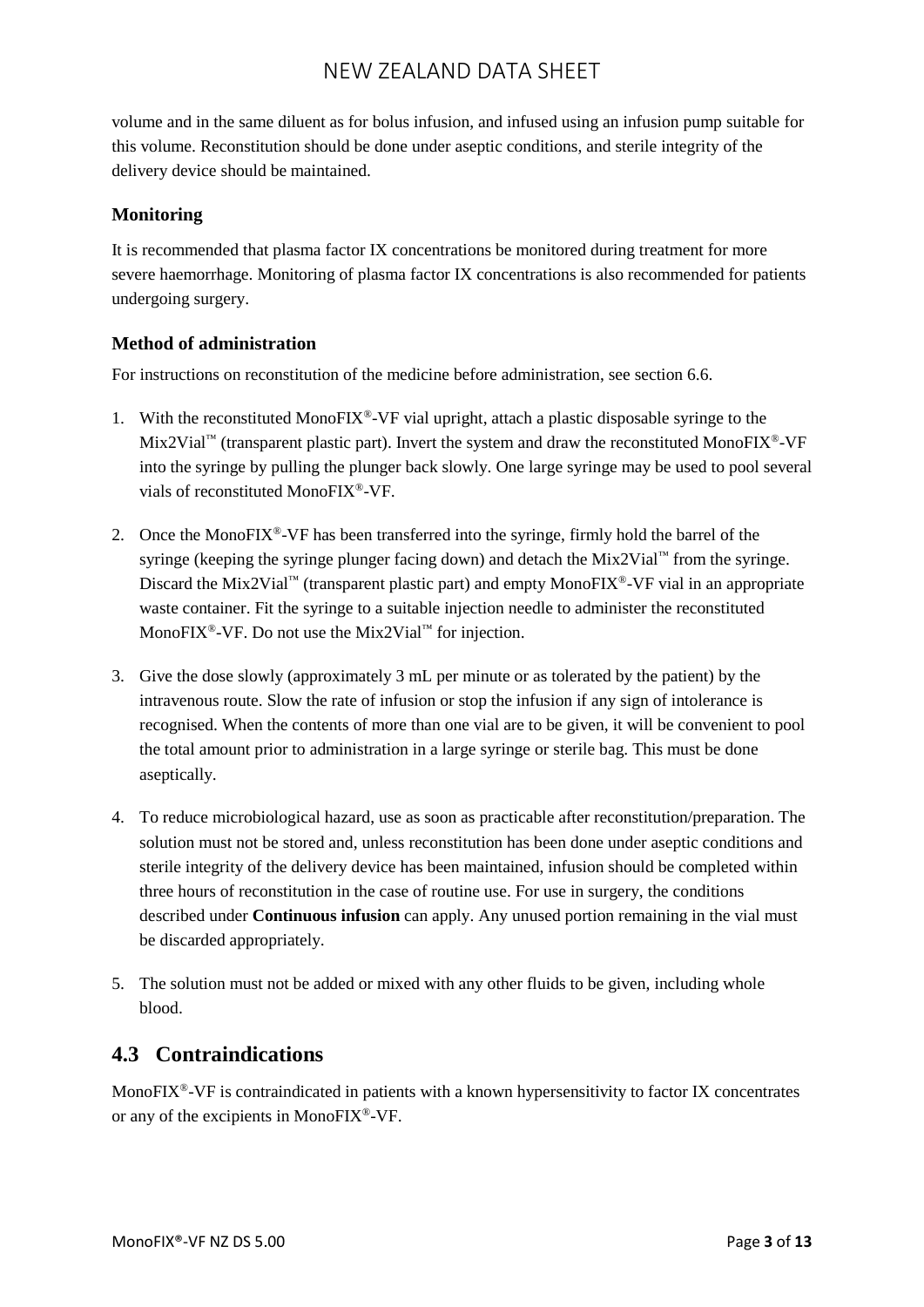volume and in the same diluent as for bolus infusion, and infused using an infusion pump suitable for this volume. Reconstitution should be done under aseptic conditions, and sterile integrity of the delivery device should be maintained.

### Monitoring

It is recommended that plasma factor IX concentrations be monitored during treatment for more severe haemorrhage. Monitoring of plasma factor IX concentrations is also recommended for patients undergoing surgery.

### Method of administration

For instructions on reconstitution of the medicine before administration, see section 6.6.

1. With the reconstituted MonoFIX®-VF vial upright, attach a plastic disposable syringe to the Mix2Vial™ (transparent plastic part). Invert the system and draw the reconstituted MonoFIX®-VF into the syringe by pulling the plunger back slowly. One large syringe may be used to pool several vials of reconstituted MonoFIX®-VF.

2. Once the MonoFIX®-VF has been transferred into the syringe, firmly hold the barrel of the syringe (keeping the syringe plunger facing down) and detach the Mix2Vial™ from the syringe. Discard the Mix2Vial™ (transparent plastic part) and empty MonoFIX®-VF vial in an appropriate waste container. Fit the syringe to a suitable injection needle to administer the reconstituted MonoFIX®-VF. Do not use the Mix2Vial™ for injection.

3. Give the dose slowly (approximately 3 mL per minute or as tolerated by the patient) by the intravenous route. Slow the rate of infusion or stop the infusion if any sign of intolerance is recognised. When the contents of more than one vial are to be given, it will be convenient to pool the total amount prior to administration in a large syringe or sterile bag. This must be done aseptically.

4. To reduce microbiological hazard, use as soon as practicable after reconstitution/preparation. The solution must not be stored and, unless reconstitution has been done under aseptic conditions and sterile integrity of the delivery device has been maintained, infusion should be completed within three hours of reconstitution in the case of routine use. For use in surgery, the conditions described under **Continuous infusion** can apply. Any unused portion remaining in the vial must be discarded appropriately.

5. The solution must not be added or mixed with any other fluids to be given, including whole blood.

## 4.3 Contraindications

MonoFIX®-VF is contraindicated in patients with a known hypersensitivity to factor IX concentrates or any of the excipients in MonoFIX®-VF.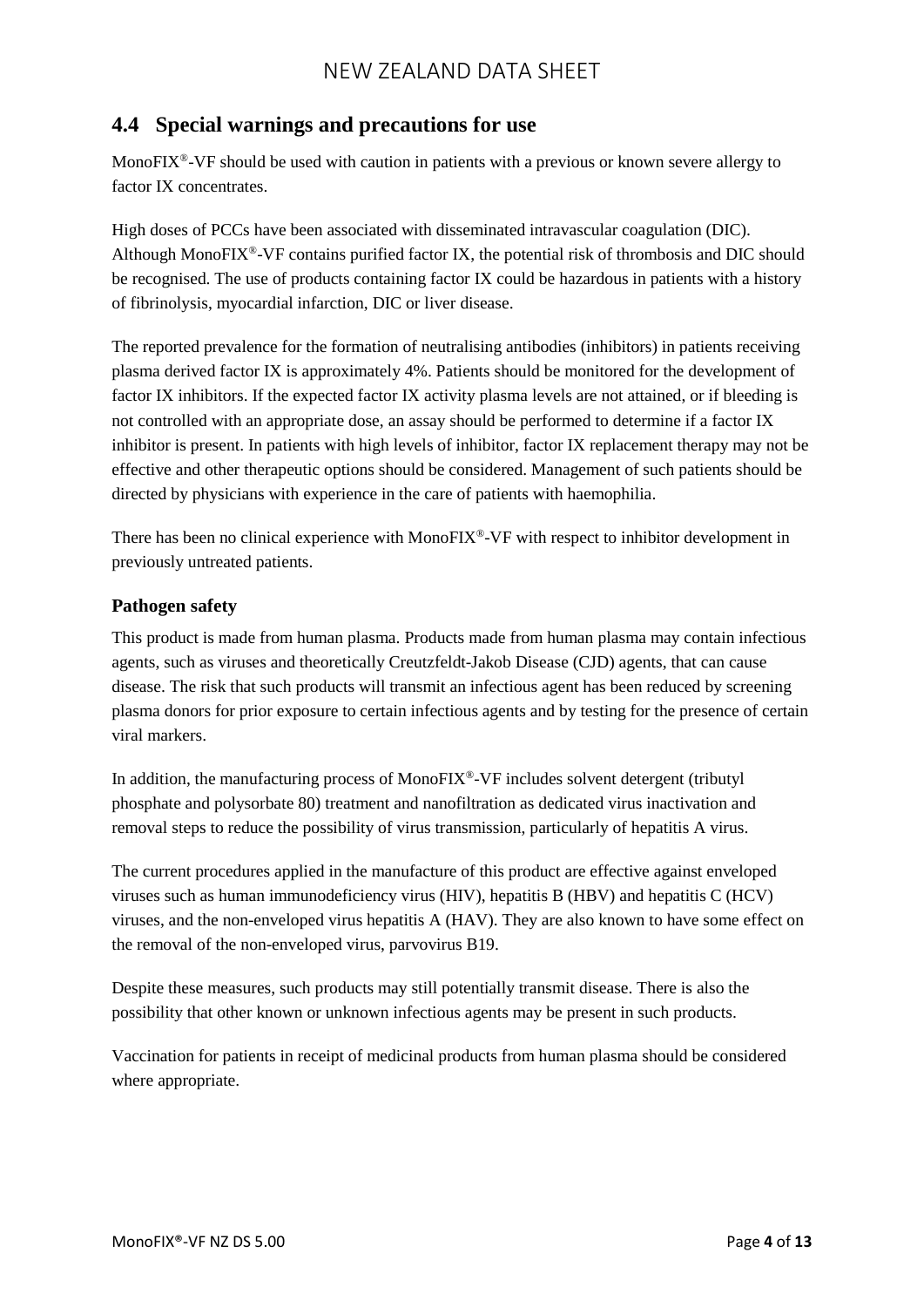## 4.4 Special warnings and precautions for use

MonoFIX®-VF should be used with caution in patients with a previous or known severe allergy to factor IX concentrates.

High doses of PCCs have been associated with disseminated intravascular coagulation (DIC). Although MonoFIX®-VF contains purified factor IX, the potential risk of thrombosis and DIC should be recognised. The use of products containing factor IX could be hazardous in patients with a history of fibrinolysis, myocardial infarction, DIC or liver disease.

The reported prevalence for the formation of neutralising antibodies (inhibitors) in patients receiving plasma derived factor IX is approximately 4%. Patients should be monitored for the development of factor IX inhibitors. If the expected factor IX activity plasma levels are not attained, or if bleeding is not controlled with an appropriate dose, an assay should be performed to determine if a factor IX inhibitor is present. In patients with high levels of inhibitor, factor IX replacement therapy may not be effective and other therapeutic options should be considered. Management of such patients should be directed by physicians with experience in the care of patients with haemophilia.

There has been no clinical experience with MonoFIX®-VF with respect to inhibitor development in previously untreated patients.

### Pathogen safety

This product is made from human plasma. Products made from human plasma may contain infectious agents, such as viruses and theoretically Creutzfeldt-Jakob Disease (CJD) agents, that can cause disease. The risk that such products will transmit an infectious agent has been reduced by screening plasma donors for prior exposure to certain infectious agents and by testing for the presence of certain viral markers.

In addition, the manufacturing process of MonoFIX®-VF includes solvent detergent (tributyl phosphate and polysorbate 80) treatment and nanofiltration as dedicated virus inactivation and removal steps to reduce the possibility of virus transmission, particularly of hepatitis A virus.

The current procedures applied in the manufacture of this product are effective against enveloped viruses such as human immunodeficiency virus (HIV), hepatitis B (HBV) and hepatitis C (HCV) viruses, and the non-enveloped virus hepatitis A (HAV). They are also known to have some effect on the removal of the non-enveloped virus, parvovirus B19.

Despite these measures, such products may still potentially transmit disease. There is also the possibility that other known or unknown infectious agents may be present in such products.

Vaccination for patients in receipt of medicinal products from human plasma should be considered where appropriate.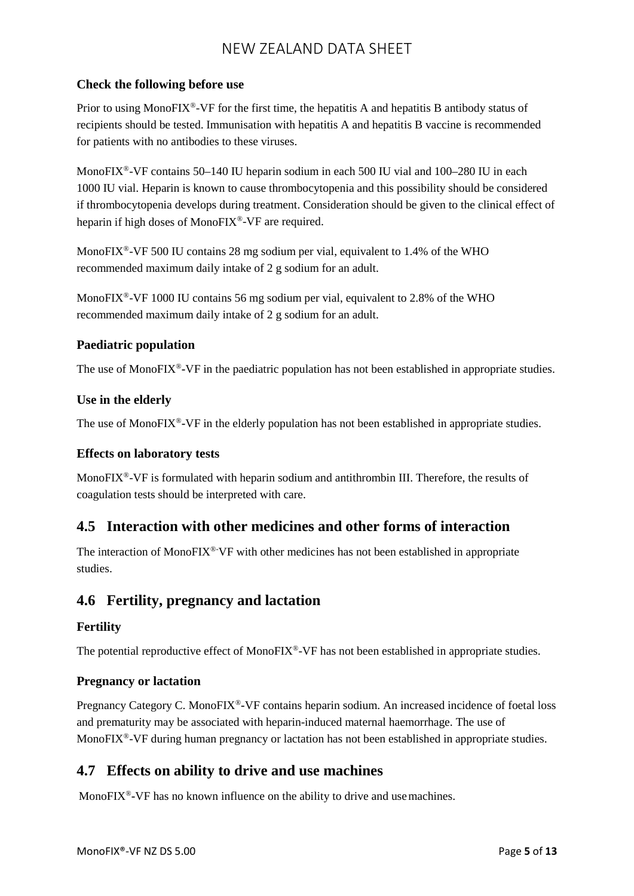### Check the following before use

Prior to using MonoFIX®-VF for the first time, the hepatitis A and hepatitis B antibody status of recipients should be tested. Immunisation with hepatitis A and hepatitis B vaccine is recommended for patients with no antibodies to these viruses.

MonoFIX®-VF contains 50–140 IU heparin sodium in each 500 IU vial and 100–280 IU in each 1000 IU vial. Heparin is known to cause thrombocytopenia and this possibility should be considered if thrombocytopenia develops during treatment. Consideration should be given to the clinical effect of heparin if high doses of MonoFIX®-VF are required.

MonoFIX®-VF 500 IU contains 28 mg sodium per vial, equivalent to 1.4% of the WHO recommended maximum daily intake of 2 g sodium for an adult.

MonoFIX®-VF 1000 IU contains 56 mg sodium per vial, equivalent to 2.8% of the WHO recommended maximum daily intake of 2 g sodium for an adult.

### Paediatric population

The use of MonoFIX®-VF in the paediatric population has not been established in appropriate studies.

### Use in the elderly

The use of MonoFIX®-VF in the elderly population has not been established in appropriate studies.

### Effects on laboratory tests

MonoFIX®-VF is formulated with heparin sodium and antithrombin III. Therefore, the results of coagulation tests should be interpreted with care.

## 4.5 Interaction with other medicines and other forms of interaction

The interaction of MonoFIX®-VF with other medicines has not been established in appropriate studies.

## 4.6 Fertility, pregnancy and lactation

### Fertility

The potential reproductive effect of MonoFIX®-VF has not been established in appropriate studies.

### Pregnancy or lactation

Pregnancy Category C. MonoFIX®-VF contains heparin sodium. An increased incidence of foetal loss and prematurity may be associated with heparin-induced maternal haemorrhage. The use of MonoFIX®-VF during human pregnancy or lactation has not been established in appropriate studies.

## 4.7 Effects on ability to drive and use machines

MonoFIX®-VF has no known influence on the ability to drive and use machines.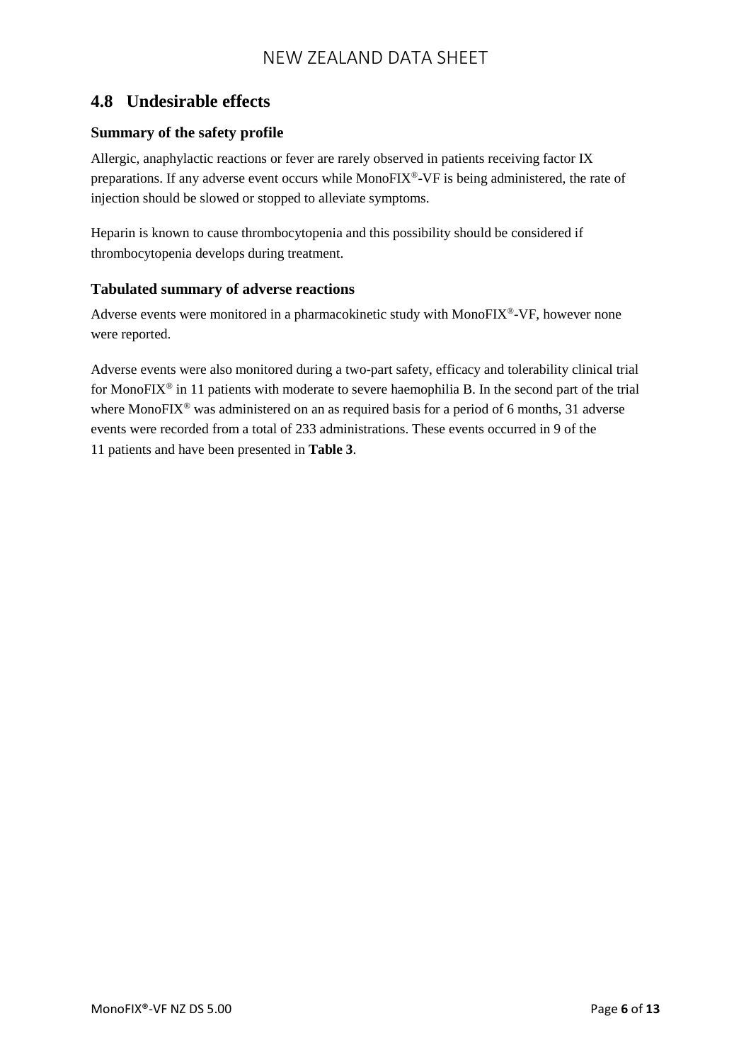## 4.8 Undesirable effects

### Summary of the safety profile

Allergic, anaphylactic reactions or fever are rarely observed in patients receiving factor IX preparations. If any adverse event occurs while MonoFIX®-VF is being administered, the rate of injection should be slowed or stopped to alleviate symptoms.

Heparin is known to cause thrombocytopenia and this possibility should be considered if thrombocytopenia develops during treatment.

### Tabulated summary of adverse reactions

Adverse events were monitored in a pharmacokinetic study with MonoFIX®-VF, however none were reported.

Adverse events were also monitored during a two-part safety, efficacy and tolerability clinical trial for MonoFIX® in 11 patients with moderate to severe haemophilia B. In the second part of the trial where MonoFIX® was administered on an as required basis for a period of 6 months, 31 adverse events were recorded from a total of 233 administrations. These events occurred in 9 of the 11 patients and have been presented in **Table 3**.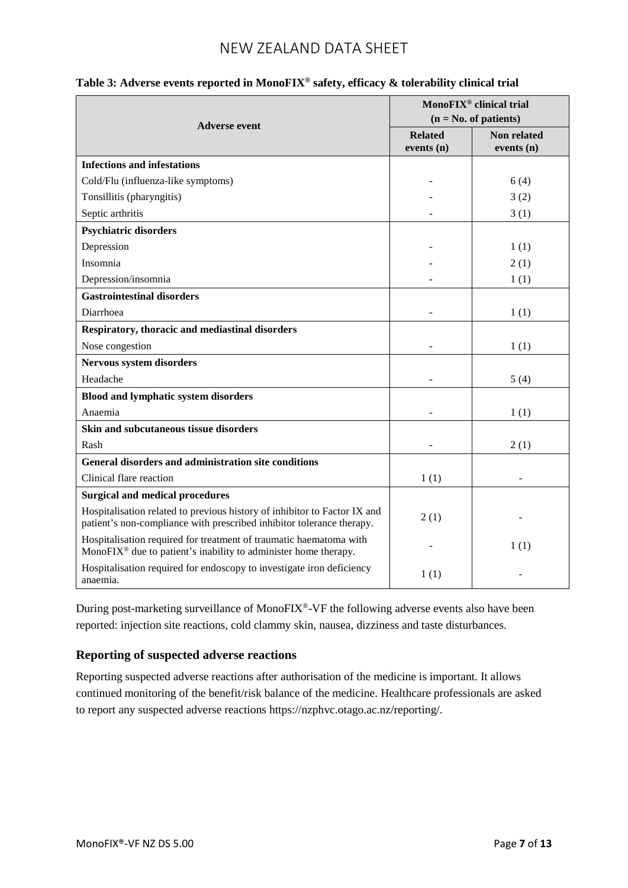**Table 3: Adverse events reported in MonoFIX® safety, efficacy & tolerability clinical trial**

| Adverse event | MonoFIX® clinical trial (n = No. of patients) | |
|---|---|---|
| | **Related events (n)** | **Non related events (n)** |
| **Infections and infestations** | | |
| Cold/Flu (influenza-like symptoms) | - | 6 (4) |
| Tonsillitis (pharyngitis) | - | 3 (2) |
| Septic arthritis | - | 3 (1) |
| **Psychiatric disorders** | | |
| Depression | - | 1 (1) |
| Insomnia | - | 2 (1) |
| Depression/insomnia | - | 1 (1) |
| **Gastrointestinal disorders** | | |
| Diarrhoea | - | 1 (1) |
| **Respiratory, thoracic and mediastinal disorders** | | |
| Nose congestion | - | 1 (1) |
| **Nervous system disorders** | | |
| Headache | - | 5 (4) |
| **Blood and lymphatic system disorders** | | |
| Anaemia | - | 1 (1) |
| **Skin and subcutaneous tissue disorders** | | |
| Rash | - | 2 (1) |
| **General disorders and administration site conditions** | | |
| Clinical flare reaction | 1 (1) | - |
| **Surgical and medical procedures** | | |
| Hospitalisation related to previous history of inhibitor to Factor IX and patient's non-compliance with prescribed inhibitor tolerance therapy. | 2 (1) | - |
| Hospitalisation required for treatment of traumatic haematoma with MonoFIX® due to patient's inability to administer home therapy. | - | 1 (1) |
| Hospitalisation required for endoscopy to investigate iron deficiency anaemia. | 1 (1) | - |

During post-marketing surveillance of MonoFIX®-VF the following adverse events also have been reported: injection site reactions, cold clammy skin, nausea, dizziness and taste disturbances.

### Reporting of suspected adverse reactions

Reporting suspected adverse reactions after authorisation of the medicine is important. It allows continued monitoring of the benefit/risk balance of the medicine. Healthcare professionals are asked to report any suspected adverse reactions https://nzphvc.otago.ac.nz/reporting/.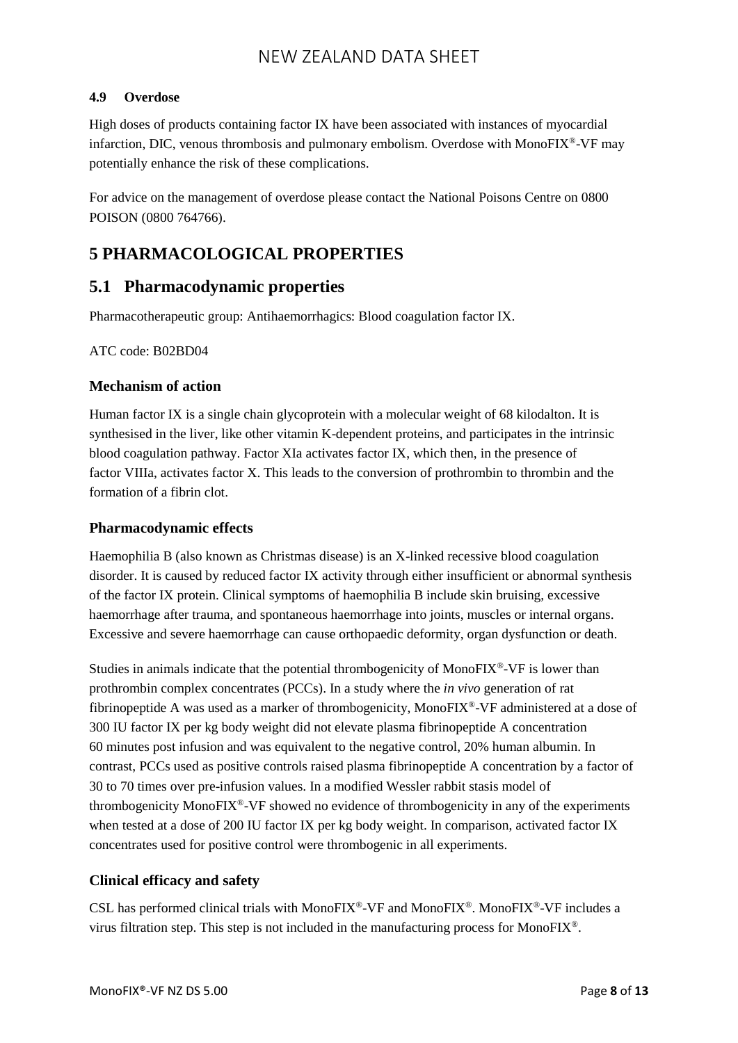#### 4.9 Overdose

High doses of products containing factor IX have been associated with instances of myocardial infarction, DIC, venous thrombosis and pulmonary embolism. Overdose with MonoFIX®-VF may potentially enhance the risk of these complications.

For advice on the management of overdose please contact the National Poisons Centre on 0800 POISON (0800 764766).

# 5 PHARMACOLOGICAL PROPERTIES

## 5.1 Pharmacodynamic properties

Pharmacotherapeutic group: Antihaemorrhagics: Blood coagulation factor IX.

ATC code: B02BD04

### Mechanism of action

Human factor IX is a single chain glycoprotein with a molecular weight of 68 kilodalton. It is synthesised in the liver, like other vitamin K-dependent proteins, and participates in the intrinsic blood coagulation pathway. Factor XIa activates factor IX, which then, in the presence of factor VIIIa, activates factor X. This leads to the conversion of prothrombin to thrombin and the formation of a fibrin clot.

### Pharmacodynamic effects

Haemophilia B (also known as Christmas disease) is an X-linked recessive blood coagulation disorder. It is caused by reduced factor IX activity through either insufficient or abnormal synthesis of the factor IX protein. Clinical symptoms of haemophilia B include skin bruising, excessive haemorrhage after trauma, and spontaneous haemorrhage into joints, muscles or internal organs. Excessive and severe haemorrhage can cause orthopaedic deformity, organ dysfunction or death.

Studies in animals indicate that the potential thrombogenicity of MonoFIX®-VF is lower than prothrombin complex concentrates (PCCs). In a study where the *in vivo* generation of rat fibrinopeptide A was used as a marker of thrombogenicity, MonoFIX®-VF administered at a dose of 300 IU factor IX per kg body weight did not elevate plasma fibrinopeptide A concentration 60 minutes post infusion and was equivalent to the negative control, 20% human albumin. In contrast, PCCs used as positive controls raised plasma fibrinopeptide A concentration by a factor of 30 to 70 times over pre-infusion values. In a modified Wessler rabbit stasis model of thrombogenicity MonoFIX®-VF showed no evidence of thrombogenicity in any of the experiments when tested at a dose of 200 IU factor IX per kg body weight. In comparison, activated factor IX concentrates used for positive control were thrombogenic in all experiments.

### Clinical efficacy and safety

CSL has performed clinical trials with MonoFIX®-VF and MonoFIX®. MonoFIX®-VF includes a virus filtration step. This step is not included in the manufacturing process for MonoFIX®.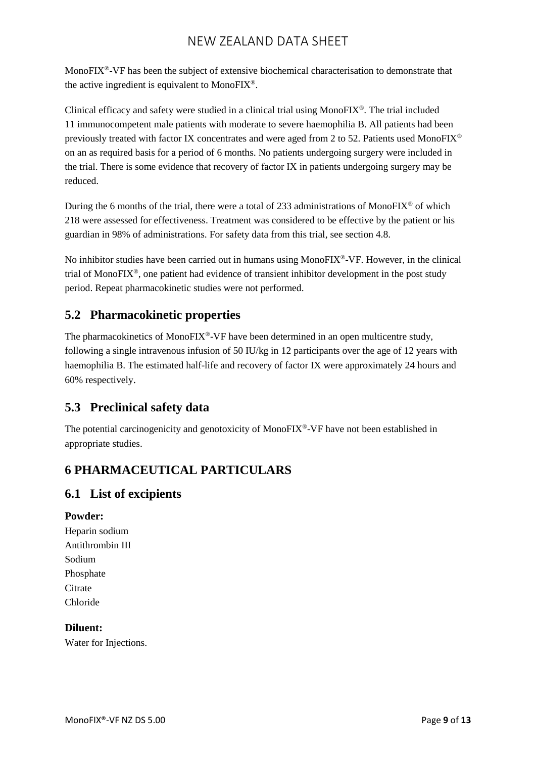MonoFIX®-VF has been the subject of extensive biochemical characterisation to demonstrate that the active ingredient is equivalent to MonoFIX®.

Clinical efficacy and safety were studied in a clinical trial using MonoFIX®. The trial included 11 immunocompetent male patients with moderate to severe haemophilia B. All patients had been previously treated with factor IX concentrates and were aged from 2 to 52. Patients used MonoFIX® on an as required basis for a period of 6 months. No patients undergoing surgery were included in the trial. There is some evidence that recovery of factor IX in patients undergoing surgery may be reduced.

During the 6 months of the trial, there were a total of 233 administrations of MonoFIX® of which 218 were assessed for effectiveness. Treatment was considered to be effective by the patient or his guardian in 98% of administrations. For safety data from this trial, see section 4.8.

No inhibitor studies have been carried out in humans using MonoFIX®-VF. However, in the clinical trial of MonoFIX®, one patient had evidence of transient inhibitor development in the post study period. Repeat pharmacokinetic studies were not performed.

## 5.2 Pharmacokinetic properties

The pharmacokinetics of MonoFIX®-VF have been determined in an open multicentre study, following a single intravenous infusion of 50 IU/kg in 12 participants over the age of 12 years with haemophilia B. The estimated half-life and recovery of factor IX were approximately 24 hours and 60% respectively.

## 5.3 Preclinical safety data

The potential carcinogenicity and genotoxicity of MonoFIX®-VF have not been established in appropriate studies.

# 6 PHARMACEUTICAL PARTICULARS

## 6.1 List of excipients

**Powder:**

Heparin sodium
Antithrombin III
Sodium
Phosphate
Citrate
Chloride

**Diluent:**

Water for Injections.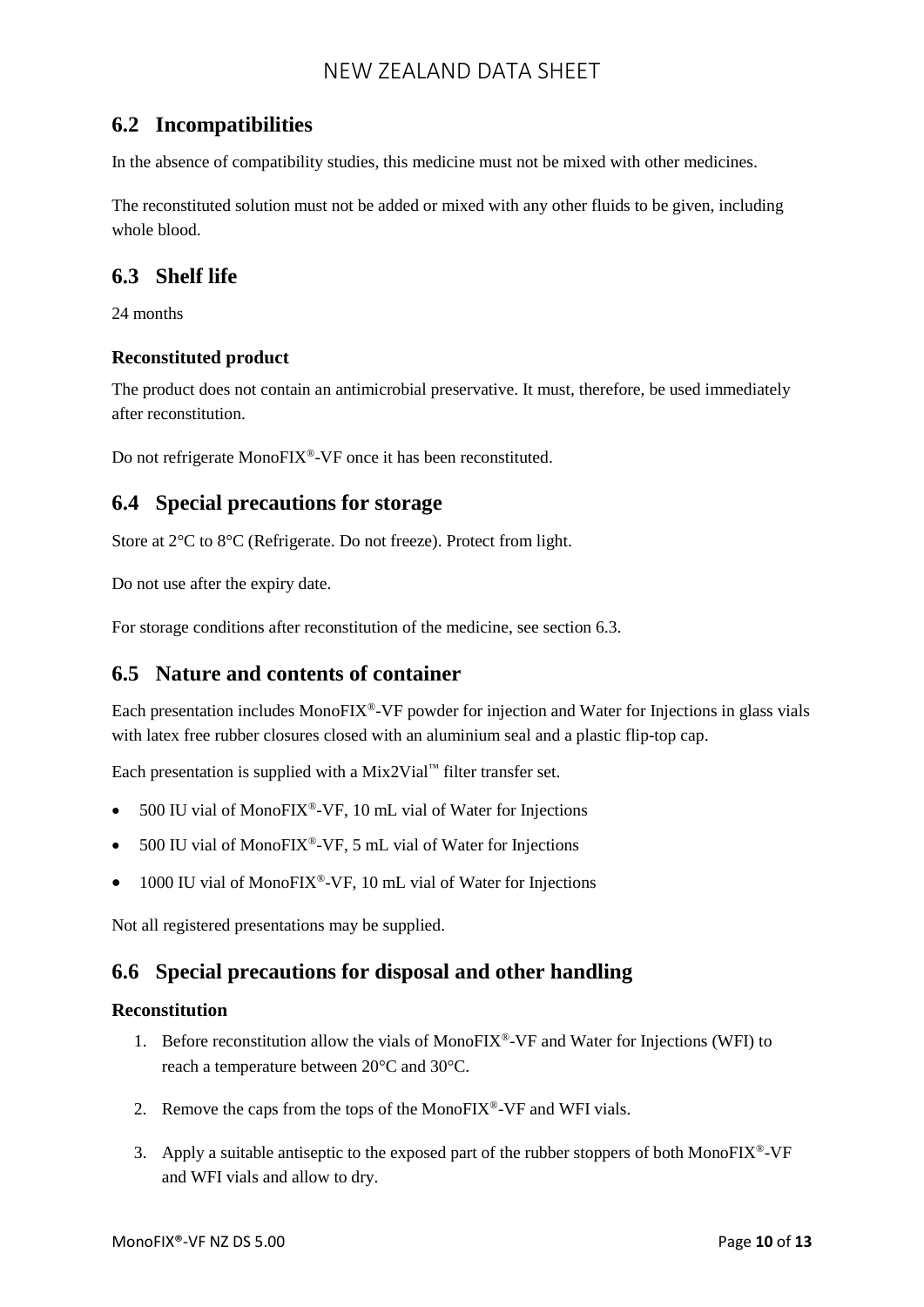## 6.2 Incompatibilities

In the absence of compatibility studies, this medicine must not be mixed with other medicines.

The reconstituted solution must not be added or mixed with any other fluids to be given, including whole blood.

## 6.3 Shelf life

24 months

### Reconstituted product

The product does not contain an antimicrobial preservative. It must, therefore, be used immediately after reconstitution.

Do not refrigerate MonoFIX®-VF once it has been reconstituted.

## 6.4 Special precautions for storage

Store at 2°C to 8°C (Refrigerate. Do not freeze). Protect from light.

Do not use after the expiry date.

For storage conditions after reconstitution of the medicine, see section 6.3.

## 6.5 Nature and contents of container

Each presentation includes MonoFIX®-VF powder for injection and Water for Injections in glass vials with latex free rubber closures closed with an aluminium seal and a plastic flip-top cap.

Each presentation is supplied with a Mix2Vial™ filter transfer set.

- 500 IU vial of MonoFIX®-VF, 10 mL vial of Water for Injections
- 500 IU vial of MonoFIX®-VF, 5 mL vial of Water for Injections
- 1000 IU vial of MonoFIX®-VF, 10 mL vial of Water for Injections

Not all registered presentations may be supplied.

## 6.6 Special precautions for disposal and other handling

### Reconstitution

1. Before reconstitution allow the vials of MonoFIX®-VF and Water for Injections (WFI) to reach a temperature between 20°C and 30°C.
2. Remove the caps from the tops of the MonoFIX®-VF and WFI vials.
3. Apply a suitable antiseptic to the exposed part of the rubber stoppers of both MonoFIX®-VF and WFI vials and allow to dry.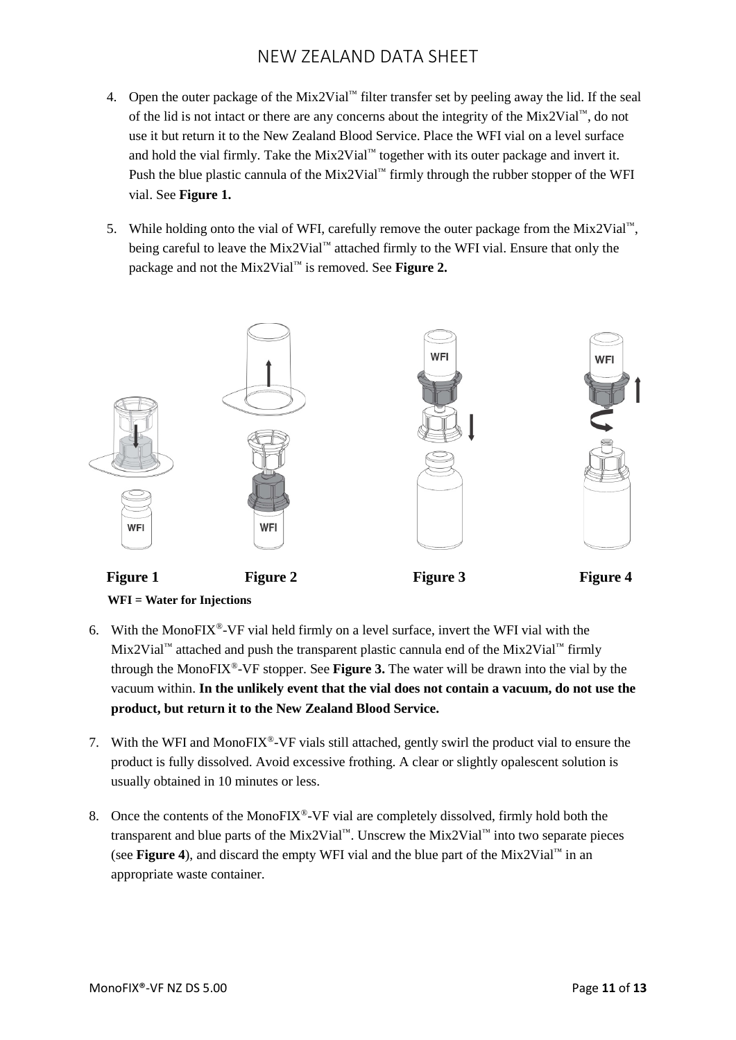4. Open the outer package of the Mix2Vial™ filter transfer set by peeling away the lid. If the seal of the lid is not intact or there are any concerns about the integrity of the Mix2Vial™, do not use it but return it to the New Zealand Blood Service. Place the WFI vial on a level surface and hold the vial firmly. Take the Mix2Vial™ together with its outer package and invert it. Push the blue plastic cannula of the Mix2Vial™ firmly through the rubber stopper of the WFI vial. See **Figure 1.**

5. While holding onto the vial of WFI, carefully remove the outer package from the Mix2Vial™, being careful to leave the Mix2Vial™ attached firmly to the WFI vial. Ensure that only the package and not the Mix2Vial™ is removed. See **Figure 2.**

**Figure 1** **Figure 2** **Figure 3** **Figure 4**

**WFI = Water for Injections**

6. With the MonoFIX®-VF vial held firmly on a level surface, invert the WFI vial with the Mix2Vial™ attached and push the transparent plastic cannula end of the Mix2Vial™ firmly through the MonoFIX®-VF stopper. See **Figure 3.** The water will be drawn into the vial by the vacuum within. **In the unlikely event that the vial does not contain a vacuum, do not use the product, but return it to the New Zealand Blood Service.**

7. With the WFI and MonoFIX®-VF vials still attached, gently swirl the product vial to ensure the product is fully dissolved. Avoid excessive frothing. A clear or slightly opalescent solution is usually obtained in 10 minutes or less.

8. Once the contents of the MonoFIX®-VF vial are completely dissolved, firmly hold both the transparent and blue parts of the Mix2Vial™. Unscrew the Mix2Vial™ into two separate pieces (see **Figure 4**), and discard the empty WFI vial and the blue part of the Mix2Vial™ in an appropriate waste container.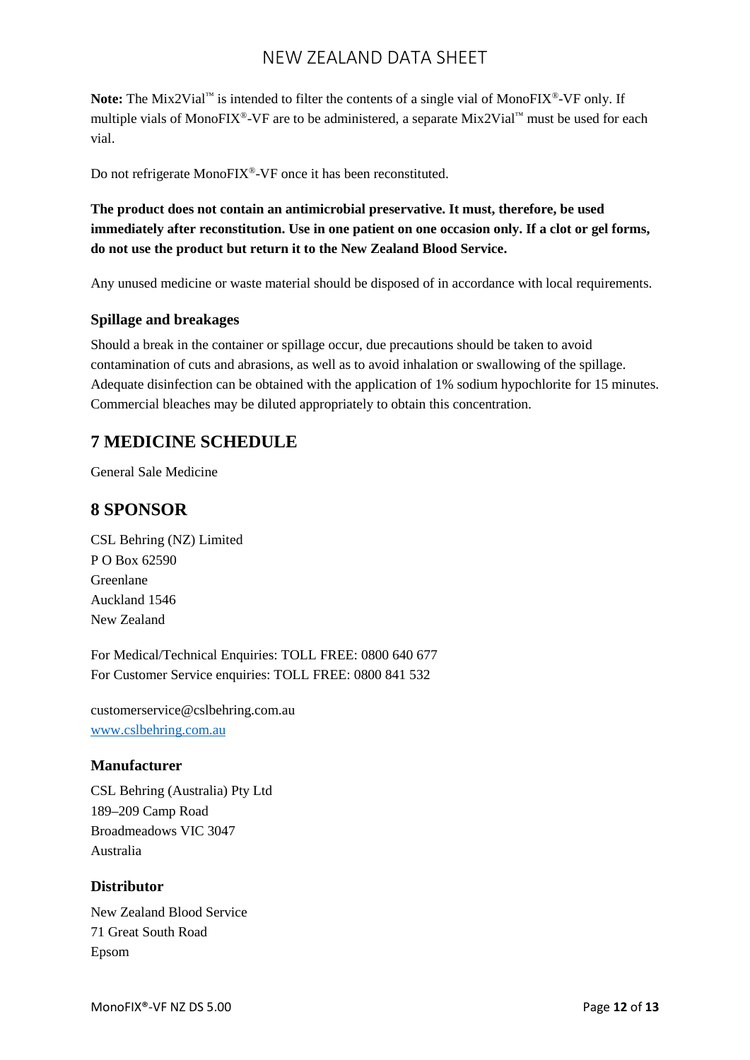**Note:** The Mix2Vial™ is intended to filter the contents of a single vial of MonoFIX®-VF only. If multiple vials of MonoFIX®-VF are to be administered, a separate Mix2Vial™ must be used for each vial.

Do not refrigerate MonoFIX®-VF once it has been reconstituted.

**The product does not contain an antimicrobial preservative. It must, therefore, be used immediately after reconstitution. Use in one patient on one occasion only. If a clot or gel forms, do not use the product but return it to the New Zealand Blood Service.**

Any unused medicine or waste material should be disposed of in accordance with local requirements.

### Spillage and breakages

Should a break in the container or spillage occur, due precautions should be taken to avoid contamination of cuts and abrasions, as well as to avoid inhalation or swallowing of the spillage. Adequate disinfection can be obtained with the application of 1% sodium hypochlorite for 15 minutes. Commercial bleaches may be diluted appropriately to obtain this concentration.

## 7 MEDICINE SCHEDULE

General Sale Medicine

## 8 SPONSOR

CSL Behring (NZ) Limited
P O Box 62590
Greenlane
Auckland 1546
New Zealand

For Medical/Technical Enquiries: TOLL FREE: 0800 640 677
For Customer Service enquiries: TOLL FREE: 0800 841 532

customerservice@cslbehring.com.au
[www.cslbehring.com.au](www.cslbehring.com.au)

### Manufacturer

CSL Behring (Australia) Pty Ltd
189–209 Camp Road
Broadmeadows VIC 3047
Australia

### Distributor

New Zealand Blood Service
71 Great South Road
Epsom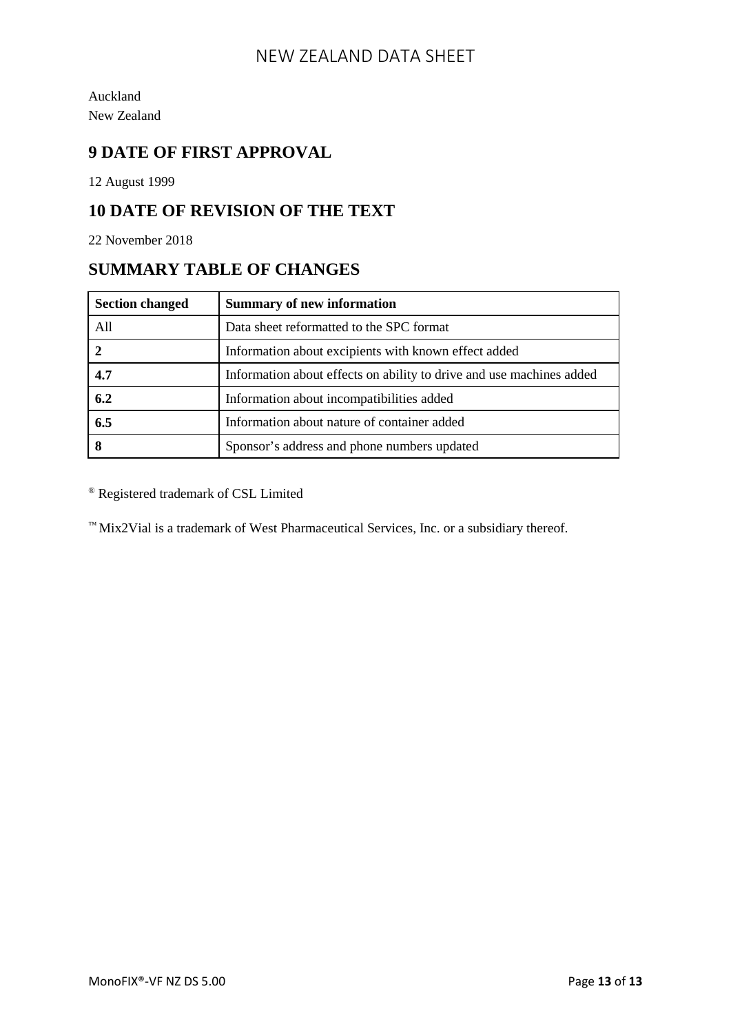Auckland
New Zealand

## 9 DATE OF FIRST APPROVAL

12 August 1999

## 10 DATE OF REVISION OF THE TEXT

22 November 2018

## SUMMARY TABLE OF CHANGES

| **Section changed** | **Summary of new information** |
| --- | --- |
| All | Data sheet reformatted to the SPC format |
| **2** | Information about excipients with known effect added |
| **4.7** | Information about effects on ability to drive and use machines added |
| **6.2** | Information about incompatibilities added |
| **6.5** | Information about nature of container added |
| **8** | Sponsor's address and phone numbers updated |

® Registered trademark of CSL Limited

™ Mix2Vial is a trademark of West Pharmaceutical Services, Inc. or a subsidiary thereof.